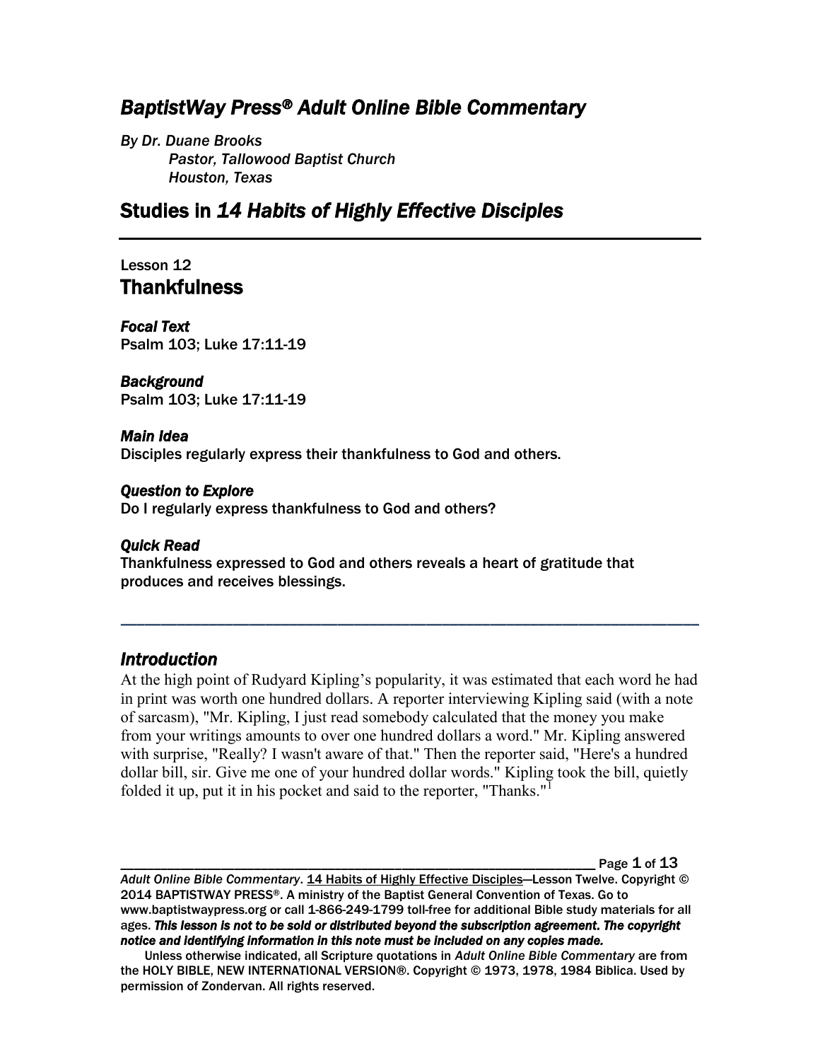# *BaptistWay Press® Adult Online Bible Commentary*

*By Dr. Duane Brooks*
*Pastor, Tallowood Baptist Church*
*Houston, Texas*

## Studies in *14 Habits of Highly Effective Disciples*

---

Lesson 12
## Thankfulness

***Focal Text***
Psalm 103; Luke 17:11-19

***Background***
Psalm 103; Luke 17:11-19

***Main Idea***
Disciples regularly express their thankfulness to God and others.

***Question to Explore***
Do I regularly express thankfulness to God and others?

***Quick Read***
Thankfulness expressed to God and others reveals a heart of gratitude that produces and receives blessings.

---

### *Introduction*

At the high point of Rudyard Kipling's popularity, it was estimated that each word he had in print was worth one hundred dollars. A reporter interviewing Kipling said (with a note of sarcasm), "Mr. Kipling, I just read somebody calculated that the money you make from your writings amounts to over one hundred dollars a word." Mr. Kipling answered with surprise, "Really? I wasn't aware of that." Then the reporter said, "Here's a hundred dollar bill, sir. Give me one of your hundred dollar words." Kipling took the bill, quietly folded it up, put it in his pocket and said to the reporter, "Thanks."[1]

*Adult Online Bible Commentary*. 14 Habits of Highly Effective Disciples—Lesson Twelve. Copyright © 2014 BAPTISTWAY PRESS®. A ministry of the Baptist General Convention of Texas. Go to www.baptistwaypress.org or call 1-866-249-1799 toll-free for additional Bible study materials for all ages. ***This lesson is not to be sold or distributed beyond the subscription agreement. The copyright notice and identifying information in this note must be included on any copies made.***

Unless otherwise indicated, all Scripture quotations in *Adult Online Bible Commentary* are from the HOLY BIBLE, NEW INTERNATIONAL VERSION®. Copyright © 1973, 1978, 1984 Biblica. Used by permission of Zondervan. All rights reserved.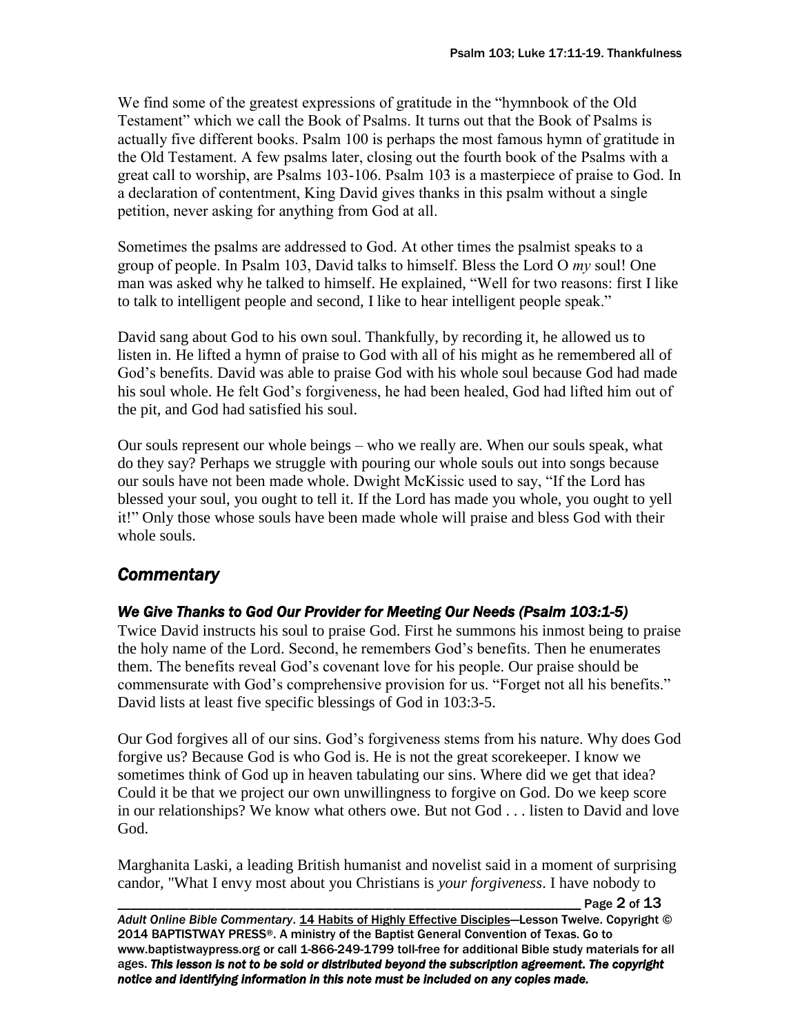We find some of the greatest expressions of gratitude in the "hymnbook of the Old Testament" which we call the Book of Psalms. It turns out that the Book of Psalms is actually five different books. Psalm 100 is perhaps the most famous hymn of gratitude in the Old Testament. A few psalms later, closing out the fourth book of the Psalms with a great call to worship, are Psalms 103-106. Psalm 103 is a masterpiece of praise to God. In a declaration of contentment, King David gives thanks in this psalm without a single petition, never asking for anything from God at all.

Sometimes the psalms are addressed to God. At other times the psalmist speaks to a group of people. In Psalm 103, David talks to himself. Bless the Lord O *my* soul! One man was asked why he talked to himself. He explained, "Well for two reasons: first I like to talk to intelligent people and second, I like to hear intelligent people speak."

David sang about God to his own soul. Thankfully, by recording it, he allowed us to listen in. He lifted a hymn of praise to God with all of his might as he remembered all of God's benefits. David was able to praise God with his whole soul because God had made his soul whole. He felt God's forgiveness, he had been healed, God had lifted him out of the pit, and God had satisfied his soul.

Our souls represent our whole beings – who we really are. When our souls speak, what do they say? Perhaps we struggle with pouring our whole souls out into songs because our souls have not been made whole. Dwight McKissic used to say, "If the Lord has blessed your soul, you ought to tell it. If the Lord has made you whole, you ought to yell it!" Only those whose souls have been made whole will praise and bless God with their whole souls.

## *Commentary*

### *We Give Thanks to God Our Provider for Meeting Our Needs (Psalm 103:1-5)*

Twice David instructs his soul to praise God. First he summons his inmost being to praise the holy name of the Lord. Second, he remembers God's benefits. Then he enumerates them. The benefits reveal God's covenant love for his people. Our praise should be commensurate with God's comprehensive provision for us. "Forget not all his benefits." David lists at least five specific blessings of God in 103:3-5.

Our God forgives all of our sins. God's forgiveness stems from his nature. Why does God forgive us? Because God is who God is. He is not the great scorekeeper. I know we sometimes think of God up in heaven tabulating our sins. Where did we get that idea? Could it be that we project our own unwillingness to forgive on God. Do we keep score in our relationships? We know what others owe. But not God . . . listen to David and love God.

Marghanita Laski, a leading British humanist and novelist said in a moment of surprising candor, "What I envy most about you Christians is *your forgiveness*. I have nobody to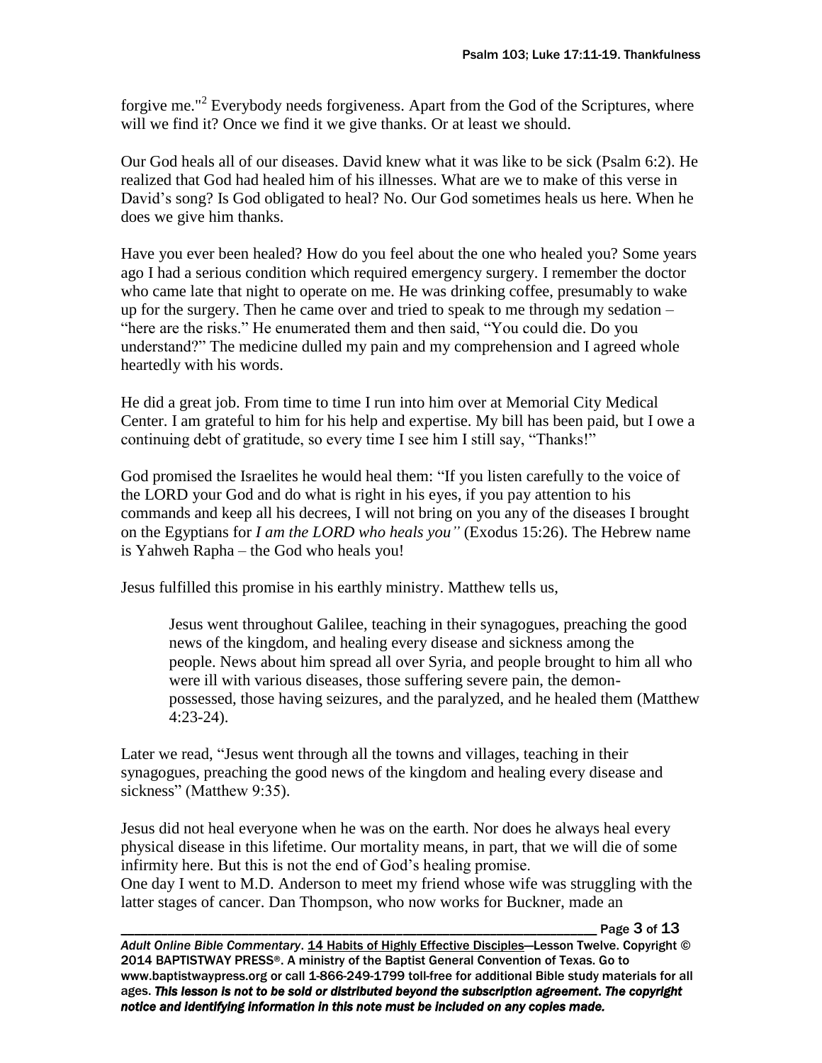forgive me."[2] Everybody needs forgiveness. Apart from the God of the Scriptures, where will we find it? Once we find it we give thanks. Or at least we should.

Our God heals all of our diseases. David knew what it was like to be sick (Psalm 6:2). He realized that God had healed him of his illnesses. What are we to make of this verse in David's song? Is God obligated to heal? No. Our God sometimes heals us here. When he does we give him thanks.

Have you ever been healed? How do you feel about the one who healed you? Some years ago I had a serious condition which required emergency surgery. I remember the doctor who came late that night to operate on me. He was drinking coffee, presumably to wake up for the surgery. Then he came over and tried to speak to me through my sedation – "here are the risks." He enumerated them and then said, "You could die. Do you understand?" The medicine dulled my pain and my comprehension and I agreed whole heartedly with his words.

He did a great job. From time to time I run into him over at Memorial City Medical Center. I am grateful to him for his help and expertise. My bill has been paid, but I owe a continuing debt of gratitude, so every time I see him I still say, "Thanks!"

God promised the Israelites he would heal them: "If you listen carefully to the voice of the LORD your God and do what is right in his eyes, if you pay attention to his commands and keep all his decrees, I will not bring on you any of the diseases I brought on the Egyptians for *I am the LORD who heals you"* (Exodus 15:26). The Hebrew name is Yahweh Rapha – the God who heals you!

Jesus fulfilled this promise in his earthly ministry. Matthew tells us,

> Jesus went throughout Galilee, teaching in their synagogues, preaching the good news of the kingdom, and healing every disease and sickness among the people. News about him spread all over Syria, and people brought to him all who were ill with various diseases, those suffering severe pain, the demon-possessed, those having seizures, and the paralyzed, and he healed them (Matthew 4:23-24).

Later we read, "Jesus went through all the towns and villages, teaching in their synagogues, preaching the good news of the kingdom and healing every disease and sickness" (Matthew 9:35).

Jesus did not heal everyone when he was on the earth. Nor does he always heal every physical disease in this lifetime. Our mortality means, in part, that we will die of some infirmity here. But this is not the end of God's healing promise.
One day I went to M.D. Anderson to meet my friend whose wife was struggling with the latter stages of cancer. Dan Thompson, who now works for Buckner, made an

*Adult Online Bible Commentary*. 14 Habits of Highly Effective Disciples—Lesson Twelve. Copyright © 2014 BAPTISTWAY PRESS®. A ministry of the Baptist General Convention of Texas. Go to www.baptistwaypress.org or call 1-866-249-1799 toll-free for additional Bible study materials for all ages. ***This lesson is not to be sold or distributed beyond the subscription agreement. The copyright notice and identifying information in this note must be included on any copies made.***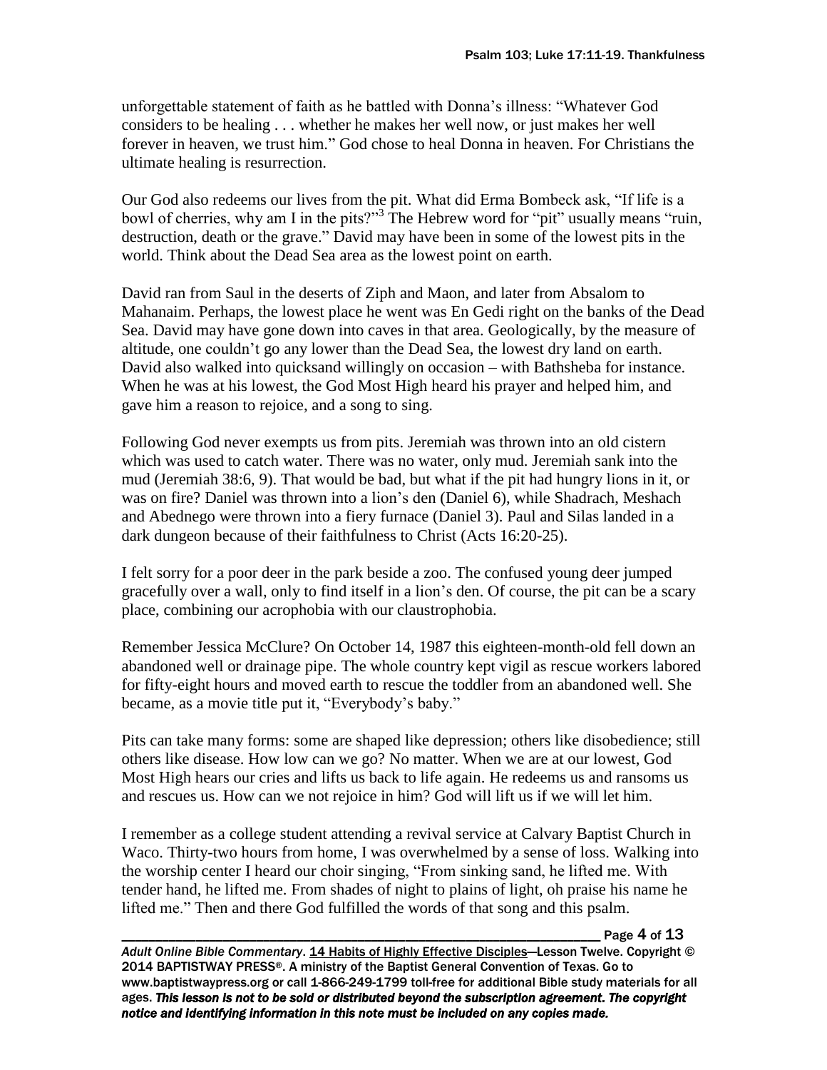unforgettable statement of faith as he battled with Donna's illness: "Whatever God considers to be healing . . . whether he makes her well now, or just makes her well forever in heaven, we trust him." God chose to heal Donna in heaven. For Christians the ultimate healing is resurrection.

Our God also redeems our lives from the pit. What did Erma Bombeck ask, "If life is a bowl of cherries, why am I in the pits?"[3] The Hebrew word for "pit" usually means "ruin, destruction, death or the grave." David may have been in some of the lowest pits in the world. Think about the Dead Sea area as the lowest point on earth.

David ran from Saul in the deserts of Ziph and Maon, and later from Absalom to Mahanaim. Perhaps, the lowest place he went was En Gedi right on the banks of the Dead Sea. David may have gone down into caves in that area. Geologically, by the measure of altitude, one couldn't go any lower than the Dead Sea, the lowest dry land on earth. David also walked into quicksand willingly on occasion – with Bathsheba for instance. When he was at his lowest, the God Most High heard his prayer and helped him, and gave him a reason to rejoice, and a song to sing.

Following God never exempts us from pits. Jeremiah was thrown into an old cistern which was used to catch water. There was no water, only mud. Jeremiah sank into the mud (Jeremiah 38:6, 9). That would be bad, but what if the pit had hungry lions in it, or was on fire? Daniel was thrown into a lion's den (Daniel 6), while Shadrach, Meshach and Abednego were thrown into a fiery furnace (Daniel 3). Paul and Silas landed in a dark dungeon because of their faithfulness to Christ (Acts 16:20-25).

I felt sorry for a poor deer in the park beside a zoo. The confused young deer jumped gracefully over a wall, only to find itself in a lion's den. Of course, the pit can be a scary place, combining our acrophobia with our claustrophobia.

Remember Jessica McClure? On October 14, 1987 this eighteen-month-old fell down an abandoned well or drainage pipe. The whole country kept vigil as rescue workers labored for fifty-eight hours and moved earth to rescue the toddler from an abandoned well. She became, as a movie title put it, "Everybody's baby."

Pits can take many forms: some are shaped like depression; others like disobedience; still others like disease. How low can we go? No matter. When we are at our lowest, God Most High hears our cries and lifts us back to life again. He redeems us and ransoms us and rescues us. How can we not rejoice in him? God will lift us if we will let him.

I remember as a college student attending a revival service at Calvary Baptist Church in Waco. Thirty-two hours from home, I was overwhelmed by a sense of loss. Walking into the worship center I heard our choir singing, "From sinking sand, he lifted me. With tender hand, he lifted me. From shades of night to plains of light, oh praise his name he lifted me." Then and there God fulfilled the words of that song and this psalm.

*Adult Online Bible Commentary*. 14 Habits of Highly Effective Disciples—Lesson Twelve. Copyright © 2014 BAPTISTWAY PRESS®. A ministry of the Baptist General Convention of Texas. Go to www.baptistwaypress.org or call 1-866-249-1799 toll-free for additional Bible study materials for all ages. ***This lesson is not to be sold or distributed beyond the subscription agreement. The copyright notice and identifying information in this note must be included on any copies made.***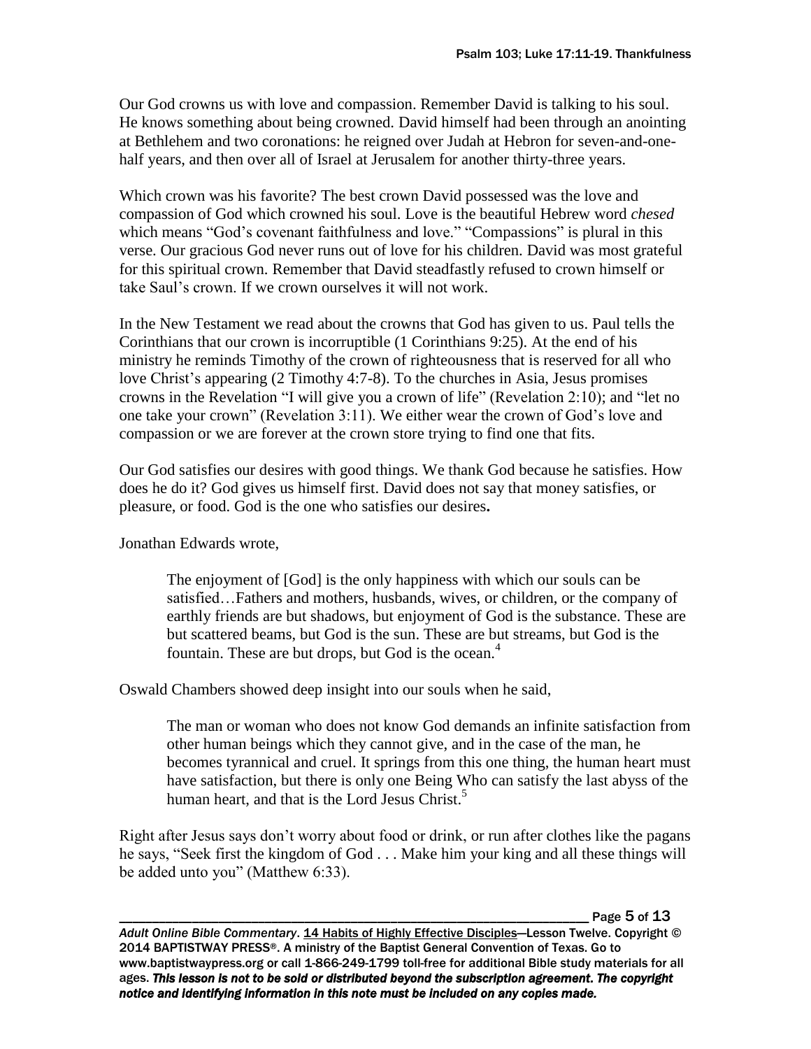Our God crowns us with love and compassion. Remember David is talking to his soul. He knows something about being crowned. David himself had been through an anointing at Bethlehem and two coronations: he reigned over Judah at Hebron for seven-and-one-half years, and then over all of Israel at Jerusalem for another thirty-three years.

Which crown was his favorite? The best crown David possessed was the love and compassion of God which crowned his soul. Love is the beautiful Hebrew word *chesed* which means "God's covenant faithfulness and love." "Compassions" is plural in this verse. Our gracious God never runs out of love for his children. David was most grateful for this spiritual crown. Remember that David steadfastly refused to crown himself or take Saul's crown. If we crown ourselves it will not work.

In the New Testament we read about the crowns that God has given to us. Paul tells the Corinthians that our crown is incorruptible (1 Corinthians 9:25). At the end of his ministry he reminds Timothy of the crown of righteousness that is reserved for all who love Christ's appearing (2 Timothy 4:7-8). To the churches in Asia, Jesus promises crowns in the Revelation "I will give you a crown of life" (Revelation 2:10); and "let no one take your crown" (Revelation 3:11). We either wear the crown of God's love and compassion or we are forever at the crown store trying to find one that fits.

Our God satisfies our desires with good things. We thank God because he satisfies. How does he do it? God gives us himself first. David does not say that money satisfies, or pleasure, or food. God is the one who satisfies our desires**.**

Jonathan Edwards wrote,

> The enjoyment of [God] is the only happiness with which our souls can be satisfied…Fathers and mothers, husbands, wives, or children, or the company of earthly friends are but shadows, but enjoyment of God is the substance. These are but scattered beams, but God is the sun. These are but streams, but God is the fountain. These are but drops, but God is the ocean.[4]

Oswald Chambers showed deep insight into our souls when he said,

> The man or woman who does not know God demands an infinite satisfaction from other human beings which they cannot give, and in the case of the man, he becomes tyrannical and cruel. It springs from this one thing, the human heart must have satisfaction, but there is only one Being Who can satisfy the last abyss of the human heart, and that is the Lord Jesus Christ.[5]

Right after Jesus says don't worry about food or drink, or run after clothes like the pagans he says, "Seek first the kingdom of God . . . Make him your king and all these things will be added unto you" (Matthew 6:33).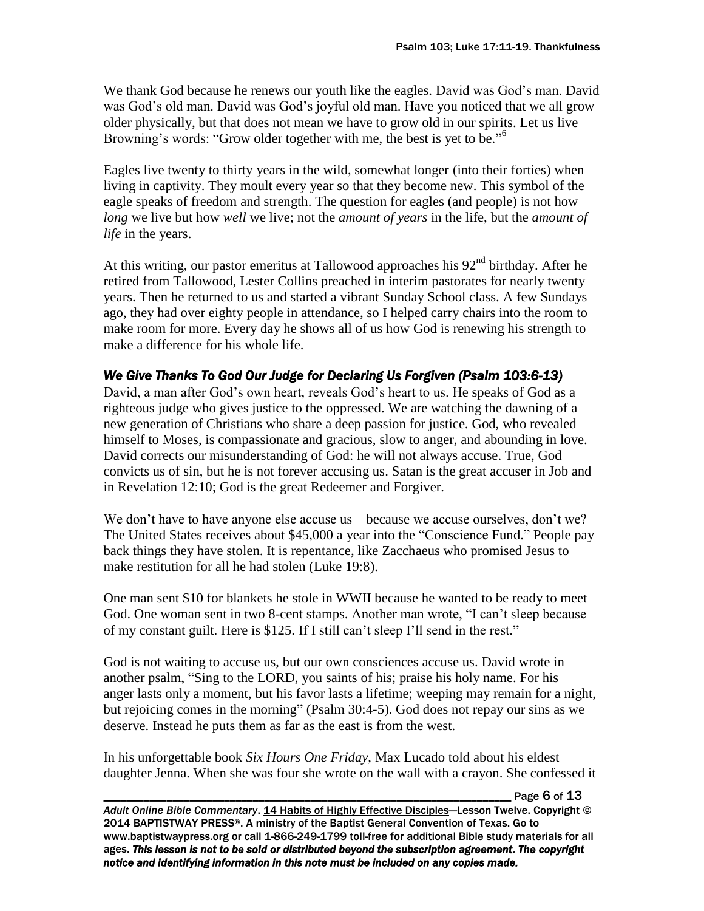We thank God because he renews our youth like the eagles. David was God's man. David was God's old man. David was God's joyful old man. Have you noticed that we all grow older physically, but that does not mean we have to grow old in our spirits. Let us live Browning's words: "Grow older together with me, the best is yet to be."[6]

Eagles live twenty to thirty years in the wild, somewhat longer (into their forties) when living in captivity. They moult every year so that they become new. This symbol of the eagle speaks of freedom and strength. The question for eagles (and people) is not how *long* we live but how *well* we live; not the *amount of years* in the life, but the *amount of life* in the years.

At this writing, our pastor emeritus at Tallowood approaches his 92nd birthday. After he retired from Tallowood, Lester Collins preached in interim pastorates for nearly twenty years. Then he returned to us and started a vibrant Sunday School class. A few Sundays ago, they had over eighty people in attendance, so I helped carry chairs into the room to make room for more. Every day he shows all of us how God is renewing his strength to make a difference for his whole life.

### *We Give Thanks To God Our Judge for Declaring Us Forgiven (Psalm 103:6-13)*

David, a man after God's own heart, reveals God's heart to us. He speaks of God as a righteous judge who gives justice to the oppressed. We are watching the dawning of a new generation of Christians who share a deep passion for justice. God, who revealed himself to Moses, is compassionate and gracious, slow to anger, and abounding in love. David corrects our misunderstanding of God: he will not always accuse. True, God convicts us of sin, but he is not forever accusing us. Satan is the great accuser in Job and in Revelation 12:10; God is the great Redeemer and Forgiver.

We don't have to have anyone else accuse us – because we accuse ourselves, don't we? The United States receives about $45,000 a year into the "Conscience Fund." People pay back things they have stolen. It is repentance, like Zacchaeus who promised Jesus to make restitution for all he had stolen (Luke 19:8).

One man sent $10 for blankets he stole in WWII because he wanted to be ready to meet God. One woman sent in two 8-cent stamps. Another man wrote, "I can't sleep because of my constant guilt. Here is $125. If I still can't sleep I'll send in the rest."

God is not waiting to accuse us, but our own consciences accuse us. David wrote in another psalm, "Sing to the LORD, you saints of his; praise his holy name. For his anger lasts only a moment, but his favor lasts a lifetime; weeping may remain for a night, but rejoicing comes in the morning" (Psalm 30:4-5). God does not repay our sins as we deserve. Instead he puts them as far as the east is from the west.

In his unforgettable book *Six Hours One Friday*, Max Lucado told about his eldest daughter Jenna. When she was four she wrote on the wall with a crayon. She confessed it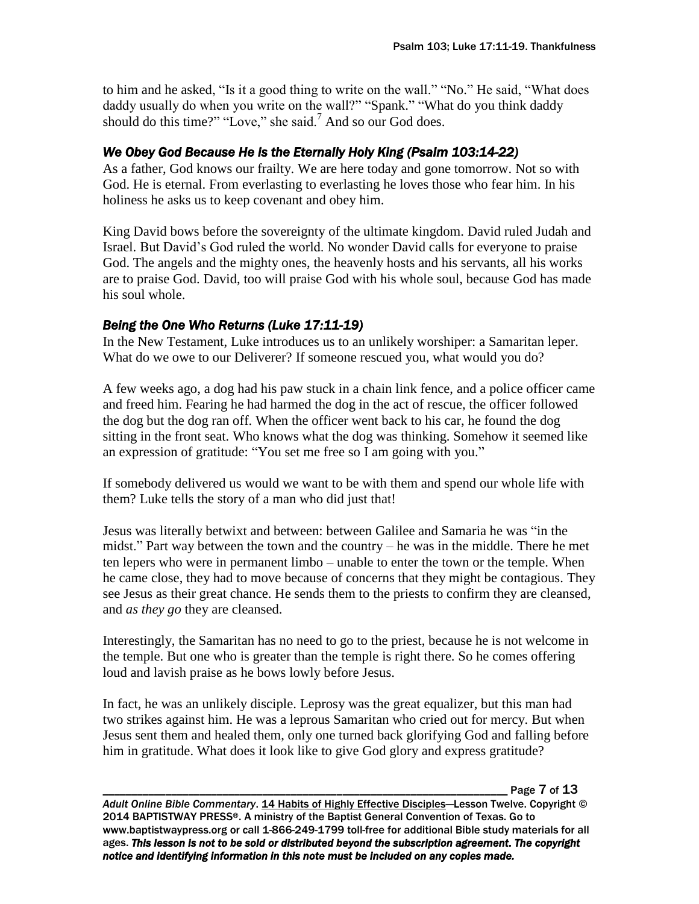to him and he asked, "Is it a good thing to write on the wall." "No." He said, "What does daddy usually do when you write on the wall?" "Spank." "What do you think daddy should do this time?" "Love," she said.[7] And so our God does.

### *We Obey God Because He is the Eternally Holy King (Psalm 103:14-22)*

As a father, God knows our frailty. We are here today and gone tomorrow. Not so with God. He is eternal. From everlasting to everlasting he loves those who fear him. In his holiness he asks us to keep covenant and obey him.

King David bows before the sovereignty of the ultimate kingdom. David ruled Judah and Israel. But David's God ruled the world. No wonder David calls for everyone to praise God. The angels and the mighty ones, the heavenly hosts and his servants, all his works are to praise God. David, too will praise God with his whole soul, because God has made his soul whole.

### *Being the One Who Returns (Luke 17:11-19)*

In the New Testament, Luke introduces us to an unlikely worshiper: a Samaritan leper. What do we owe to our Deliverer? If someone rescued you, what would you do?

A few weeks ago, a dog had his paw stuck in a chain link fence, and a police officer came and freed him. Fearing he had harmed the dog in the act of rescue, the officer followed the dog but the dog ran off. When the officer went back to his car, he found the dog sitting in the front seat. Who knows what the dog was thinking. Somehow it seemed like an expression of gratitude: "You set me free so I am going with you."

If somebody delivered us would we want to be with them and spend our whole life with them? Luke tells the story of a man who did just that!

Jesus was literally betwixt and between: between Galilee and Samaria he was "in the midst." Part way between the town and the country – he was in the middle. There he met ten lepers who were in permanent limbo – unable to enter the town or the temple. When he came close, they had to move because of concerns that they might be contagious. They see Jesus as their great chance. He sends them to the priests to confirm they are cleansed, and *as they go* they are cleansed.

Interestingly, the Samaritan has no need to go to the priest, because he is not welcome in the temple. But one who is greater than the temple is right there. So he comes offering loud and lavish praise as he bows lowly before Jesus.

In fact, he was an unlikely disciple. Leprosy was the great equalizer, but this man had two strikes against him. He was a leprous Samaritan who cried out for mercy. But when Jesus sent them and healed them, only one turned back glorifying God and falling before him in gratitude. What does it look like to give God glory and express gratitude?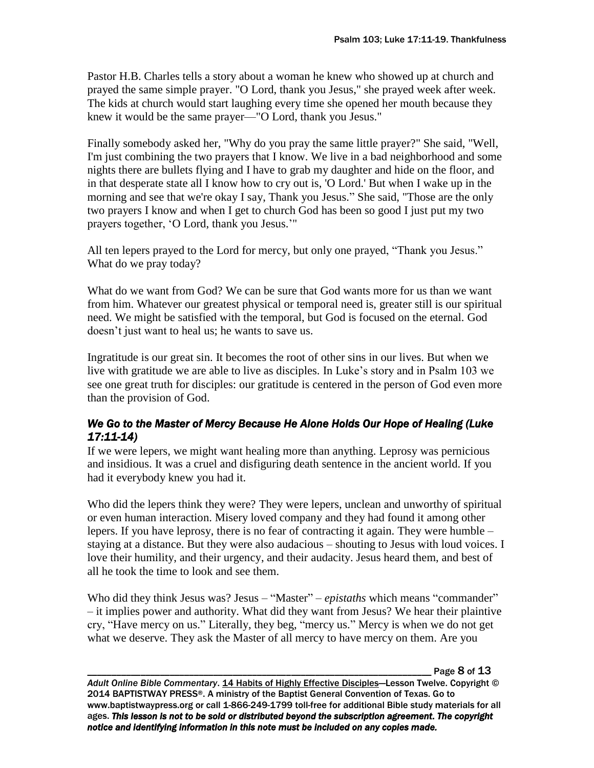Pastor H.B. Charles tells a story about a woman he knew who showed up at church and prayed the same simple prayer. "O Lord, thank you Jesus," she prayed week after week. The kids at church would start laughing every time she opened her mouth because they knew it would be the same prayer—"O Lord, thank you Jesus."

Finally somebody asked her, "Why do you pray the same little prayer?" She said, "Well, I'm just combining the two prayers that I know. We live in a bad neighborhood and some nights there are bullets flying and I have to grab my daughter and hide on the floor, and in that desperate state all I know how to cry out is, 'O Lord.' But when I wake up in the morning and see that we're okay I say, Thank you Jesus." She said, "Those are the only two prayers I know and when I get to church God has been so good I just put my two prayers together, 'O Lord, thank you Jesus.'"

All ten lepers prayed to the Lord for mercy, but only one prayed, "Thank you Jesus." What do we pray today?

What do we want from God? We can be sure that God wants more for us than we want from him. Whatever our greatest physical or temporal need is, greater still is our spiritual need. We might be satisfied with the temporal, but God is focused on the eternal. God doesn't just want to heal us; he wants to save us.

Ingratitude is our great sin. It becomes the root of other sins in our lives. But when we live with gratitude we are able to live as disciples. In Luke's story and in Psalm 103 we see one great truth for disciples: our gratitude is centered in the person of God even more than the provision of God.

### *We Go to the Master of Mercy Because He Alone Holds Our Hope of Healing (Luke 17:11-14)*

If we were lepers, we might want healing more than anything. Leprosy was pernicious and insidious. It was a cruel and disfiguring death sentence in the ancient world. If you had it everybody knew you had it.

Who did the lepers think they were? They were lepers, unclean and unworthy of spiritual or even human interaction. Misery loved company and they had found it among other lepers. If you have leprosy, there is no fear of contracting it again. They were humble – staying at a distance. But they were also audacious – shouting to Jesus with loud voices. I love their humility, and their urgency, and their audacity. Jesus heard them, and best of all he took the time to look and see them.

Who did they think Jesus was? Jesus – "Master" – *epistaths* which means "commander" – it implies power and authority. What did they want from Jesus? We hear their plaintive cry, "Have mercy on us." Literally, they beg, "mercy us." Mercy is when we do not get what we deserve. They ask the Master of all mercy to have mercy on them. Are you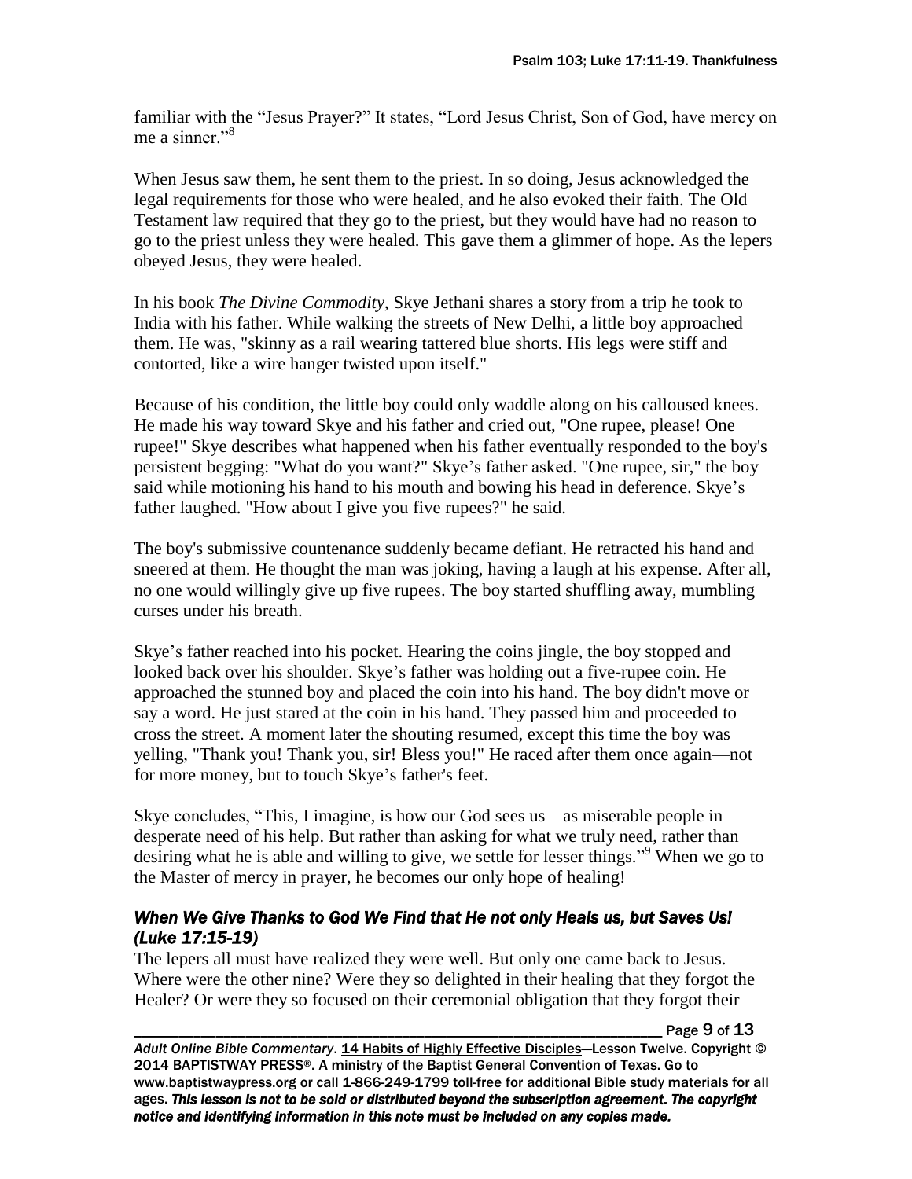familiar with the "Jesus Prayer?" It states, "Lord Jesus Christ, Son of God, have mercy on me a sinner."[8]

When Jesus saw them, he sent them to the priest. In so doing, Jesus acknowledged the legal requirements for those who were healed, and he also evoked their faith. The Old Testament law required that they go to the priest, but they would have had no reason to go to the priest unless they were healed. This gave them a glimmer of hope. As the lepers obeyed Jesus, they were healed.

In his book *The Divine Commodity,* Skye Jethani shares a story from a trip he took to India with his father. While walking the streets of New Delhi, a little boy approached them. He was, "skinny as a rail wearing tattered blue shorts. His legs were stiff and contorted, like a wire hanger twisted upon itself."

Because of his condition, the little boy could only waddle along on his calloused knees. He made his way toward Skye and his father and cried out, "One rupee, please! One rupee!" Skye describes what happened when his father eventually responded to the boy's persistent begging: "What do you want?" Skye's father asked. "One rupee, sir," the boy said while motioning his hand to his mouth and bowing his head in deference. Skye's father laughed. "How about I give you five rupees?" he said.

The boy's submissive countenance suddenly became defiant. He retracted his hand and sneered at them. He thought the man was joking, having a laugh at his expense. After all, no one would willingly give up five rupees. The boy started shuffling away, mumbling curses under his breath.

Skye's father reached into his pocket. Hearing the coins jingle, the boy stopped and looked back over his shoulder. Skye's father was holding out a five-rupee coin. He approached the stunned boy and placed the coin into his hand. The boy didn't move or say a word. He just stared at the coin in his hand. They passed him and proceeded to cross the street. A moment later the shouting resumed, except this time the boy was yelling, "Thank you! Thank you, sir! Bless you!" He raced after them once again—not for more money, but to touch Skye's father's feet.

Skye concludes, "This, I imagine, is how our God sees us—as miserable people in desperate need of his help. But rather than asking for what we truly need, rather than desiring what he is able and willing to give, we settle for lesser things."[9] When we go to the Master of mercy in prayer, he becomes our only hope of healing!

### *When We Give Thanks to God We Find that He not only Heals us, but Saves Us! (Luke 17:15-19)*

The lepers all must have realized they were well. But only one came back to Jesus. Where were the other nine? Were they so delighted in their healing that they forgot the Healer? Or were they so focused on their ceremonial obligation that they forgot their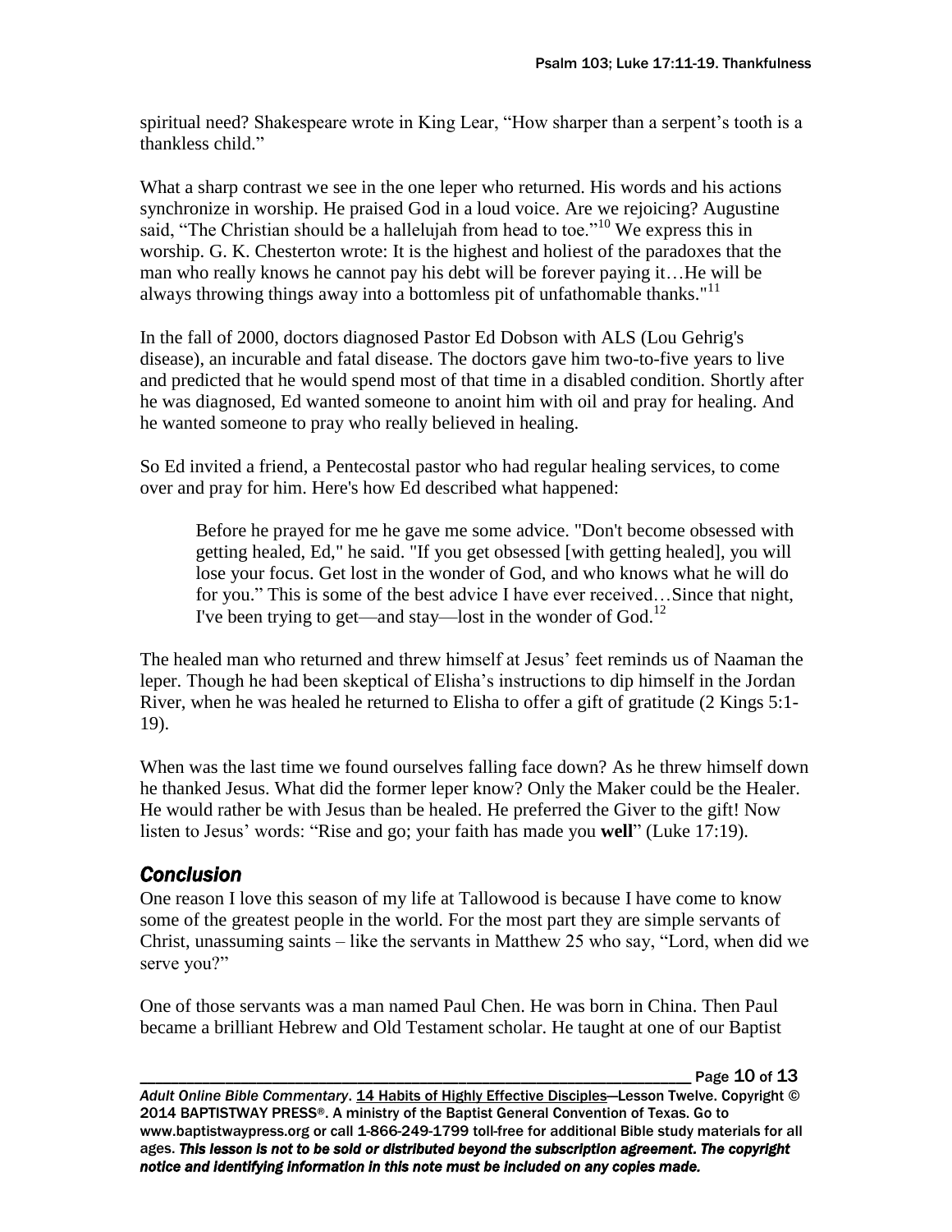spiritual need? Shakespeare wrote in King Lear, "How sharper than a serpent's tooth is a thankless child."

What a sharp contrast we see in the one leper who returned. His words and his actions synchronize in worship. He praised God in a loud voice. Are we rejoicing? Augustine said, "The Christian should be a hallelujah from head to toe."[10] We express this in worship. G. K. Chesterton wrote: It is the highest and holiest of the paradoxes that the man who really knows he cannot pay his debt will be forever paying it…He will be always throwing things away into a bottomless pit of unfathomable thanks."[11]

In the fall of 2000, doctors diagnosed Pastor Ed Dobson with ALS (Lou Gehrig's disease), an incurable and fatal disease. The doctors gave him two-to-five years to live and predicted that he would spend most of that time in a disabled condition. Shortly after he was diagnosed, Ed wanted someone to anoint him with oil and pray for healing. And he wanted someone to pray who really believed in healing.

So Ed invited a friend, a Pentecostal pastor who had regular healing services, to come over and pray for him. Here's how Ed described what happened:

> Before he prayed for me he gave me some advice. "Don't become obsessed with getting healed, Ed," he said. "If you get obsessed [with getting healed], you will lose your focus. Get lost in the wonder of God, and who knows what he will do for you." This is some of the best advice I have ever received…Since that night, I've been trying to get—and stay—lost in the wonder of God.[12]

The healed man who returned and threw himself at Jesus' feet reminds us of Naaman the leper. Though he had been skeptical of Elisha's instructions to dip himself in the Jordan River, when he was healed he returned to Elisha to offer a gift of gratitude (2 Kings 5:1-19).

When was the last time we found ourselves falling face down? As he threw himself down he thanked Jesus. What did the former leper know? Only the Maker could be the Healer. He would rather be with Jesus than be healed. He preferred the Giver to the gift! Now listen to Jesus' words: "Rise and go; your faith has made you **well**" (Luke 17:19).

## *Conclusion*

One reason I love this season of my life at Tallowood is because I have come to know some of the greatest people in the world. For the most part they are simple servants of Christ, unassuming saints – like the servants in Matthew 25 who say, "Lord, when did we serve you?"

One of those servants was a man named Paul Chen. He was born in China. Then Paul became a brilliant Hebrew and Old Testament scholar. He taught at one of our Baptist

*Adult Online Bible Commentary*. 14 Habits of Highly Effective Disciples—Lesson Twelve. Copyright © 2014 BAPTISTWAY PRESS®. A ministry of the Baptist General Convention of Texas. Go to www.baptistwaypress.org or call 1-866-249-1799 toll-free for additional Bible study materials for all ages. ***This lesson is not to be sold or distributed beyond the subscription agreement. The copyright notice and identifying information in this note must be included on any copies made.***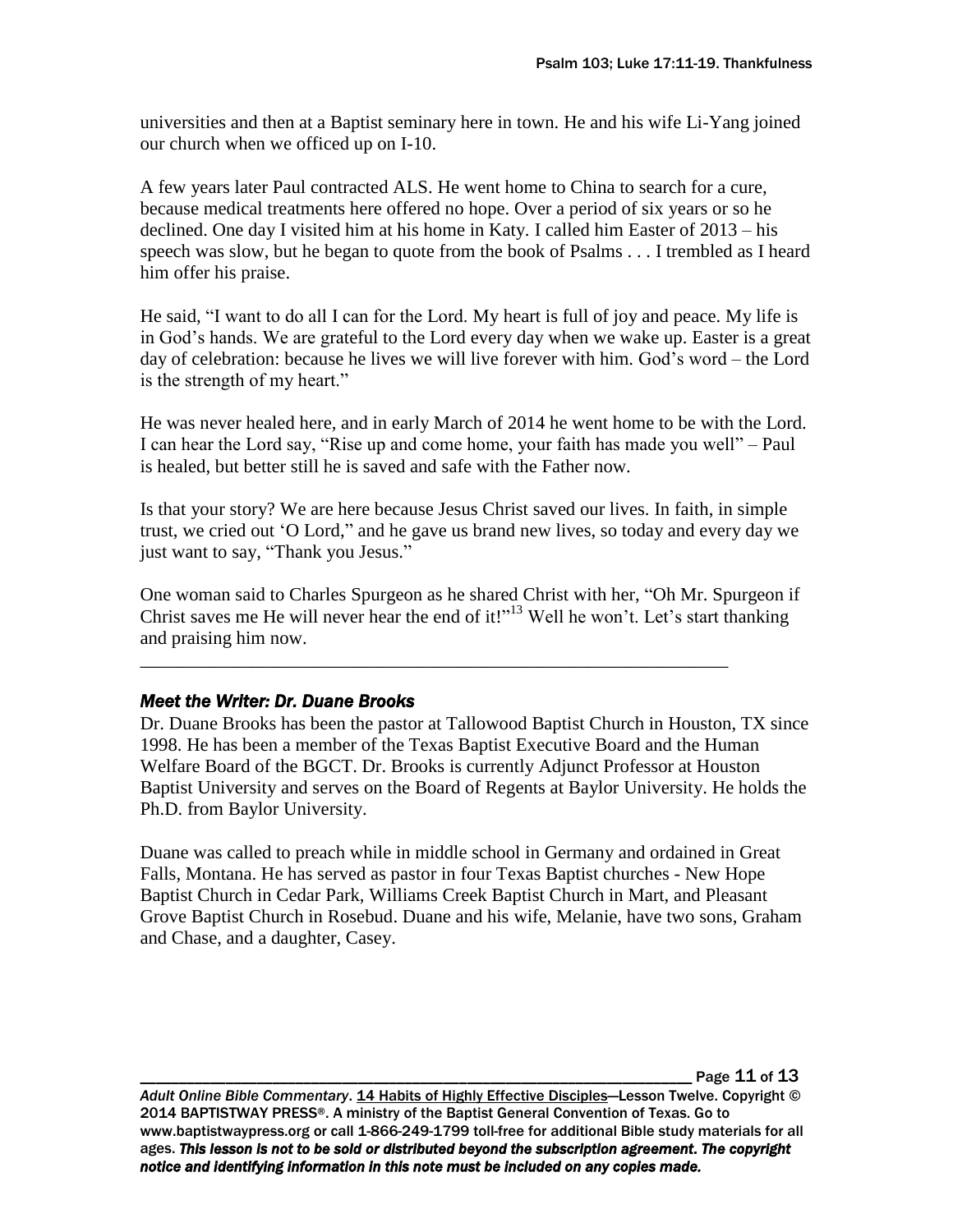universities and then at a Baptist seminary here in town. He and his wife Li-Yang joined our church when we officed up on I-10.

A few years later Paul contracted ALS. He went home to China to search for a cure, because medical treatments here offered no hope. Over a period of six years or so he declined. One day I visited him at his home in Katy. I called him Easter of 2013 – his speech was slow, but he began to quote from the book of Psalms . . . I trembled as I heard him offer his praise.

He said, "I want to do all I can for the Lord. My heart is full of joy and peace. My life is in God's hands. We are grateful to the Lord every day when we wake up. Easter is a great day of celebration: because he lives we will live forever with him. God's word – the Lord is the strength of my heart."

He was never healed here, and in early March of 2014 he went home to be with the Lord. I can hear the Lord say, "Rise up and come home, your faith has made you well" – Paul is healed, but better still he is saved and safe with the Father now.

Is that your story? We are here because Jesus Christ saved our lives. In faith, in simple trust, we cried out 'O Lord," and he gave us brand new lives, so today and every day we just want to say, "Thank you Jesus."

One woman said to Charles Spurgeon as he shared Christ with her, "Oh Mr. Spurgeon if Christ saves me He will never hear the end of it!"[13] Well he won't. Let's start thanking and praising him now.

---

### *Meet the Writer: Dr. Duane Brooks*

Dr. Duane Brooks has been the pastor at Tallowood Baptist Church in Houston, TX since 1998. He has been a member of the Texas Baptist Executive Board and the Human Welfare Board of the BGCT. Dr. Brooks is currently Adjunct Professor at Houston Baptist University and serves on the Board of Regents at Baylor University. He holds the Ph.D. from Baylor University.

Duane was called to preach while in middle school in Germany and ordained in Great Falls, Montana. He has served as pastor in four Texas Baptist churches - New Hope Baptist Church in Cedar Park, Williams Creek Baptist Church in Mart, and Pleasant Grove Baptist Church in Rosebud. Duane and his wife, Melanie, have two sons, Graham and Chase, and a daughter, Casey.

*Adult Online Bible Commentary*. 14 Habits of Highly Effective Disciples—Lesson Twelve. Copyright © 2014 BAPTISTWAY PRESS®. A ministry of the Baptist General Convention of Texas. Go to www.baptistwaypress.org or call 1-866-249-1799 toll-free for additional Bible study materials for all ages. ***This lesson is not to be sold or distributed beyond the subscription agreement. The copyright notice and identifying information in this note must be included on any copies made.***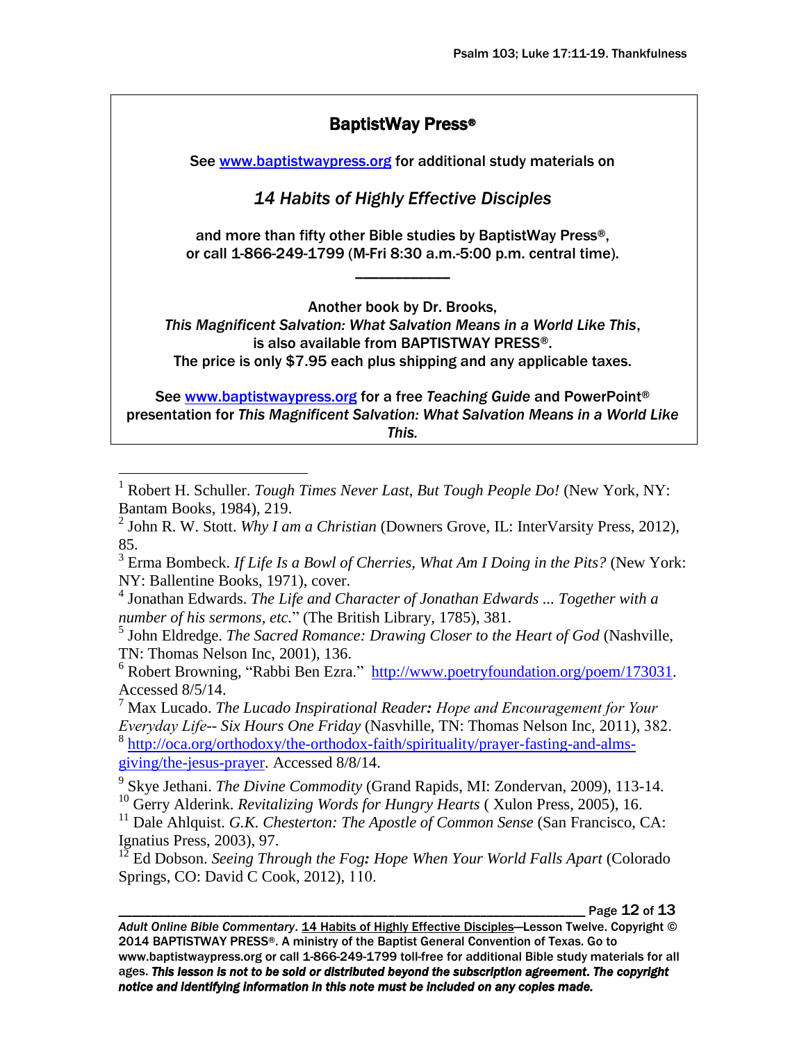**BaptistWay Press®**

See www.baptistwaypress.org for additional study materials on

*14 Habits of Highly Effective Disciples*

and more than fifty other Bible studies by BaptistWay Press®, or call 1-866-249-1799 (M-Fri 8:30 a.m.-5:00 p.m. central time).

———————

Another book by Dr. Brooks, *This Magnificent Salvation: What Salvation Means in a World Like This*, is also available from BAPTISTWAY PRESS®. The price is only $7.95 each plus shipping and any applicable taxes.

See www.baptistwaypress.org for a free *Teaching Guide* and PowerPoint® presentation for *This Magnificent Salvation: What Salvation Means in a World Like This.*

---

[1] Robert H. Schuller. *Tough Times Never Last, But Tough People Do!* (New York, NY: Bantam Books, 1984), 219.

[2] John R. W. Stott. *Why I am a Christian* (Downers Grove, IL: InterVarsity Press, 2012), 85.

[3] Erma Bombeck. *If Life Is a Bowl of Cherries, What Am I Doing in the Pits?* (New York: NY: Ballentine Books, 1971), cover.

[4] Jonathan Edwards. *The Life and Character of Jonathan Edwards ... Together with a number of his sermons, etc.*" (The British Library, 1785), 381.

[5] John Eldredge. *The Sacred Romance: Drawing Closer to the Heart of God* (Nashville, TN: Thomas Nelson Inc, 2001), 136.

[6] Robert Browning, "Rabbi Ben Ezra." http://www.poetryfoundation.org/poem/173031. Accessed 8/5/14.

[7] Max Lucado. *The Lucado Inspirational Reader: Hope and Encouragement for Your Everyday Life-- Six Hours One Friday* (Nasvhille, TN: Thomas Nelson Inc, 2011), 382.

[8] http://oca.org/orthodoxy/the-orthodox-faith/spirituality/prayer-fasting-and-alms-giving/the-jesus-prayer. Accessed 8/8/14.

[9] Skye Jethani. *The Divine Commodity* (Grand Rapids, MI: Zondervan, 2009), 113-14.

[10] Gerry Alderink. *Revitalizing Words for Hungry Hearts* ( Xulon Press, 2005), 16.

[11] Dale Ahlquist. *G.K. Chesterton: The Apostle of Common Sense* (San Francisco, CA: Ignatius Press, 2003), 97.

[12] Ed Dobson. *Seeing Through the Fog: Hope When Your World Falls Apart* (Colorado Springs, CO: David C Cook, 2012), 110.

*Adult Online Bible Commentary*. 14 Habits of Highly Effective Disciples—Lesson Twelve. Copyright © 2014 BAPTISTWAY PRESS®. A ministry of the Baptist General Convention of Texas. Go to www.baptistwaypress.org or call 1-866-249-1799 toll-free for additional Bible study materials for all ages. ***This lesson is not to be sold or distributed beyond the subscription agreement. The copyright notice and identifying information in this note must be included on any copies made.***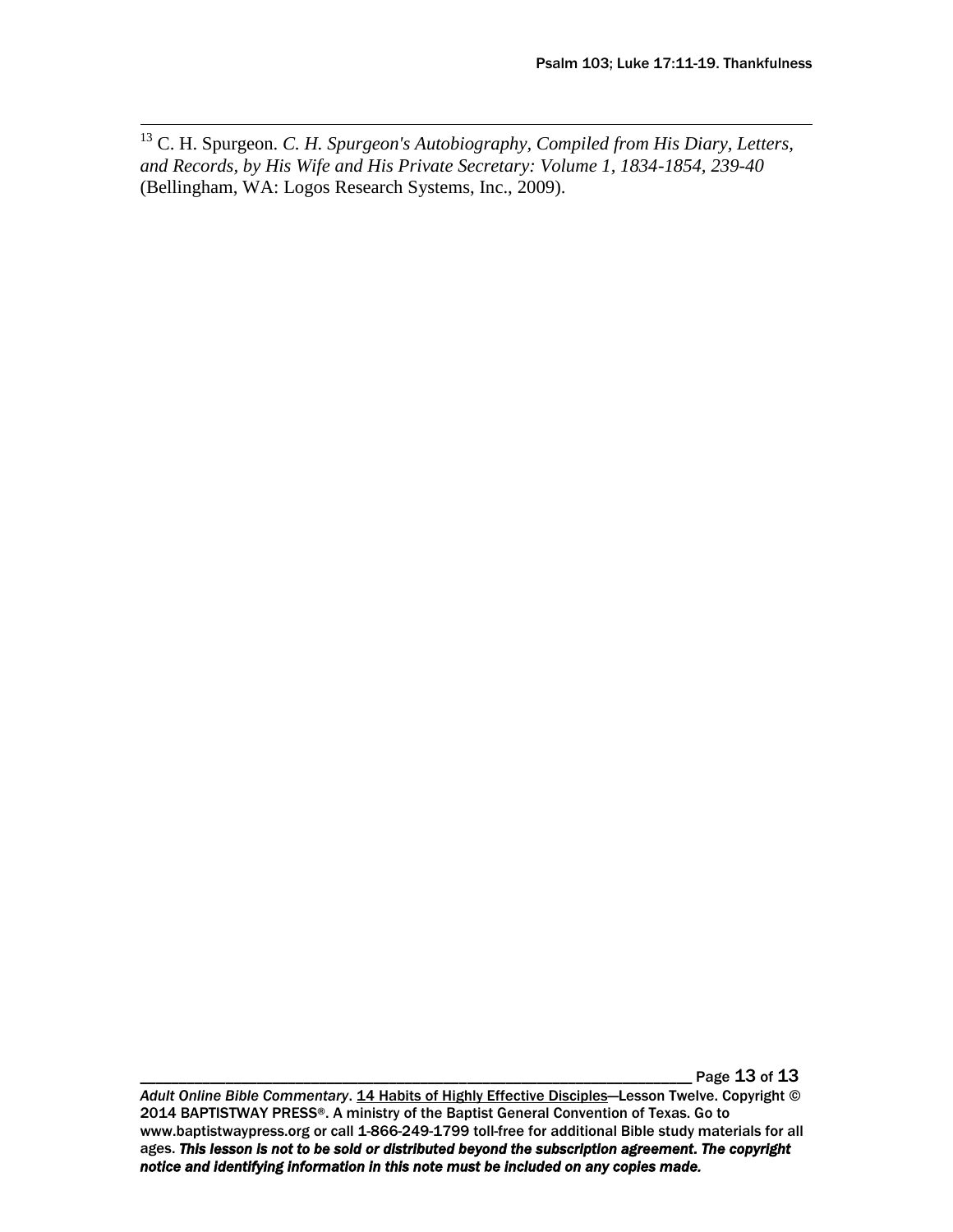[13] C. H. Spurgeon. *C. H. Spurgeon's Autobiography, Compiled from His Diary, Letters, and Records, by His Wife and His Private Secretary: Volume 1, 1834-1854, 239-40* (Bellingham, WA: Logos Research Systems, Inc., 2009).